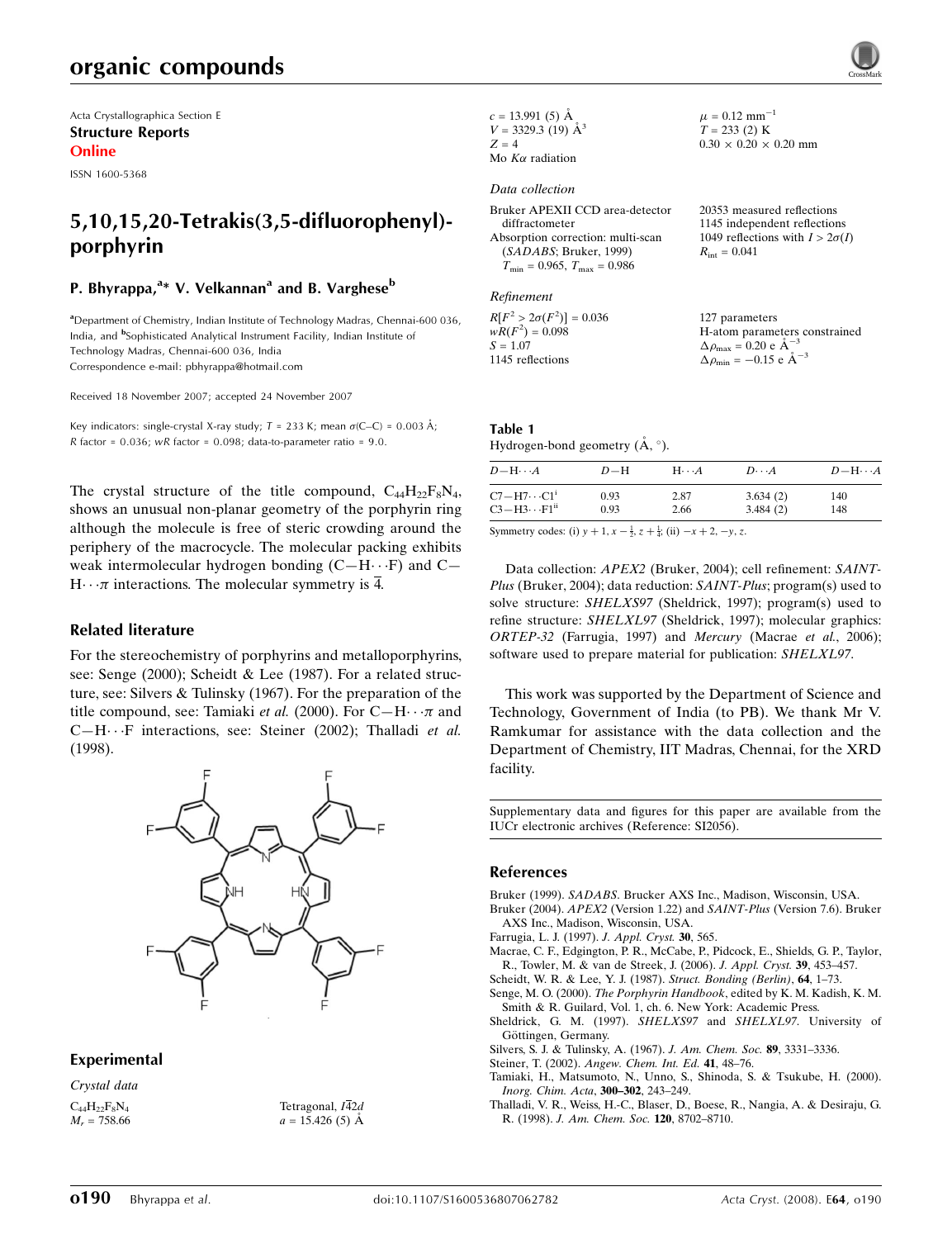Acta Crystallographica Section E

**Structure Reports Online**

ISSN 1600-5368

# 5,10,15,20-Tetrakis(3,5-difluorophenyl)porphyrin

**P. Bhyrappa,[a]* V. Velkannan[a] and B. Varghese[b]**

[a]Department of Chemistry, Indian Institute of Technology Madras, Chennai-600 036, India, and [b]Sophisticated Analytical Instrument Facility, Indian Institute of Technology Madras, Chennai-600 036, India

Correspondence e-mail: pbhyrappa@hotmail.com

Received 18 November 2007; accepted 24 November 2007

Key indicators: single-crystal X-ray study; $T$ = 233 K; mean $\sigma$(C–C) = 0.003 Å; $R$ factor = 0.036; $wR$ factor = 0.098; data-to-parameter ratio = 9.0.

The crystal structure of the title compound, $C_{44}H_{22}F_8N_4$, shows an unusual non-planar geometry of the porphyrin ring although the molecule is free of steric crowding around the periphery of the macrocycle. The molecular packing exhibits weak intermolecular hydrogen bonding (C—H⋯F) and C—H⋯π interactions. The molecular symmetry is $\overline{4}$.

## Related literature

For the stereochemistry of porphyrins and metalloporphyrins, see: Senge (2000); Scheidt & Lee (1987). For a related structure, see: Silvers & Tulinsky (1967). For the preparation of the title compound, see: Tamiaki *et al.* (2000). For C—H⋯π and C—H⋯F interactions, see: Steiner (2002); Thalladi *et al.* (1998).

## Experimental

### Crystal data

$C_{44}H_{22}F_8N_4$

$M_r$ = 758.66

Tetragonal, $I\overline{4}2d$

$a$ = 15.426 (5) Å

$c$ = 13.991 (5) Å

$V$ = 3329.3 (19) Å$^3$

$Z$ = 4

Mo $K\alpha$ radiation

$\mu$ = 0.12 mm$^{-1}$

$T$ = 233 (2) K

0.30 × 0.20 × 0.20 mm

### Data collection

Bruker APEXII CCD area-detector diffractometer

Absorption correction: multi-scan (*SADABS*; Bruker, 1999)

$T_{min}$ = 0.965, $T_{max}$ = 0.986

20353 measured reflections

1145 independent reflections

1049 reflections with $I > 2\sigma(I)$

$R_{int}$ = 0.041

### Refinement

$R[F^2 > 2\sigma(F^2)]$ = 0.036

$wR(F^2)$ = 0.098

$S$ = 1.07

1145 reflections

127 parameters

H-atom parameters constrained

$\Delta\rho_{max}$ = 0.20 e Å$^{-3}$

$\Delta\rho_{min}$ = −0.15 e Å$^{-3}$

**Table 1**

Hydrogen-bond geometry (Å, °).

| $D$—H⋯$A$ | $D$—H | H⋯$A$ | $D$⋯$A$ | $D$—H⋯$A$ |
|---|---|---|---|---|
| C7—H7⋯C1[i] | 0.93 | 2.87 | 3.634 (2) | 140 |
| C3—H3⋯F1[ii] | 0.93 | 2.66 | 3.484 (2) | 148 |

Symmetry codes: (i) $y+1, x-\frac{1}{2}, z+\frac{1}{4}$; (ii) $-x+2, -y, z$.

Data collection: *APEX2* (Bruker, 2004); cell refinement: *SAINT-Plus* (Bruker, 2004); data reduction: *SAINT-Plus*; program(s) used to solve structure: *SHELXS97* (Sheldrick, 1997); program(s) used to refine structure: *SHELXL97* (Sheldrick, 1997); molecular graphics: *ORTEP-32* (Farrugia, 1997) and *Mercury* (Macrae *et al.*, 2006); software used to prepare material for publication: *SHELXL97*.

This work was supported by the Department of Science and Technology, Government of India (to PB). We thank Mr V. Ramkumar for assistance with the data collection and the Department of Chemistry, IIT Madras, Chennai, for the XRD facility.

Supplementary data and figures for this paper are available from the IUCr electronic archives (Reference: SI2056).

## References

Bruker (1999). *SADABS*. Brucker AXS Inc., Madison, Wisconsin, USA.

Bruker (2004). *APEX2* (Version 1.22) and *SAINT-Plus* (Version 7.6). Bruker AXS Inc., Madison, Wisconsin, USA.

Farrugia, L. J. (1997). *J. Appl. Cryst.* **30**, 565.

Macrae, C. F., Edgington, P. R., McCabe, P., Pidcock, E., Shields, G. P., Taylor, R., Towler, M. & van de Streek, J. (2006). *J. Appl. Cryst.* **39**, 453–457.

Scheidt, W. R. & Lee, Y. J. (1987). *Struct. Bonding (Berlin)*, **64**, 1–73.

Senge, M. O. (2000). *The Porphyrin Handbook*, edited by K. M. Kadish, K. M. Smith & R. Guilard, Vol. 1, ch. 6. New York: Academic Press.

Sheldrick, G. M. (1997). *SHELXS97* and *SHELXL97*. University of Göttingen, Germany.

Silvers, S. J. & Tulinsky, A. (1967). *J. Am. Chem. Soc.* **89**, 3331–3336.

Steiner, T. (2002). *Angew. Chem. Int. Ed.* **41**, 48–76.

Tamiaki, H., Matsumoto, N., Unno, S., Shinoda, S. & Tsukube, H. (2000). *Inorg. Chim. Acta*, **300–302**, 243–249.

Thalladi, V. R., Weiss, H.-C., Blaser, D., Boese, R., Nangia, A. & Desiraju, G. R. (1998). *J. Am. Chem. Soc.* **120**, 8702–8710.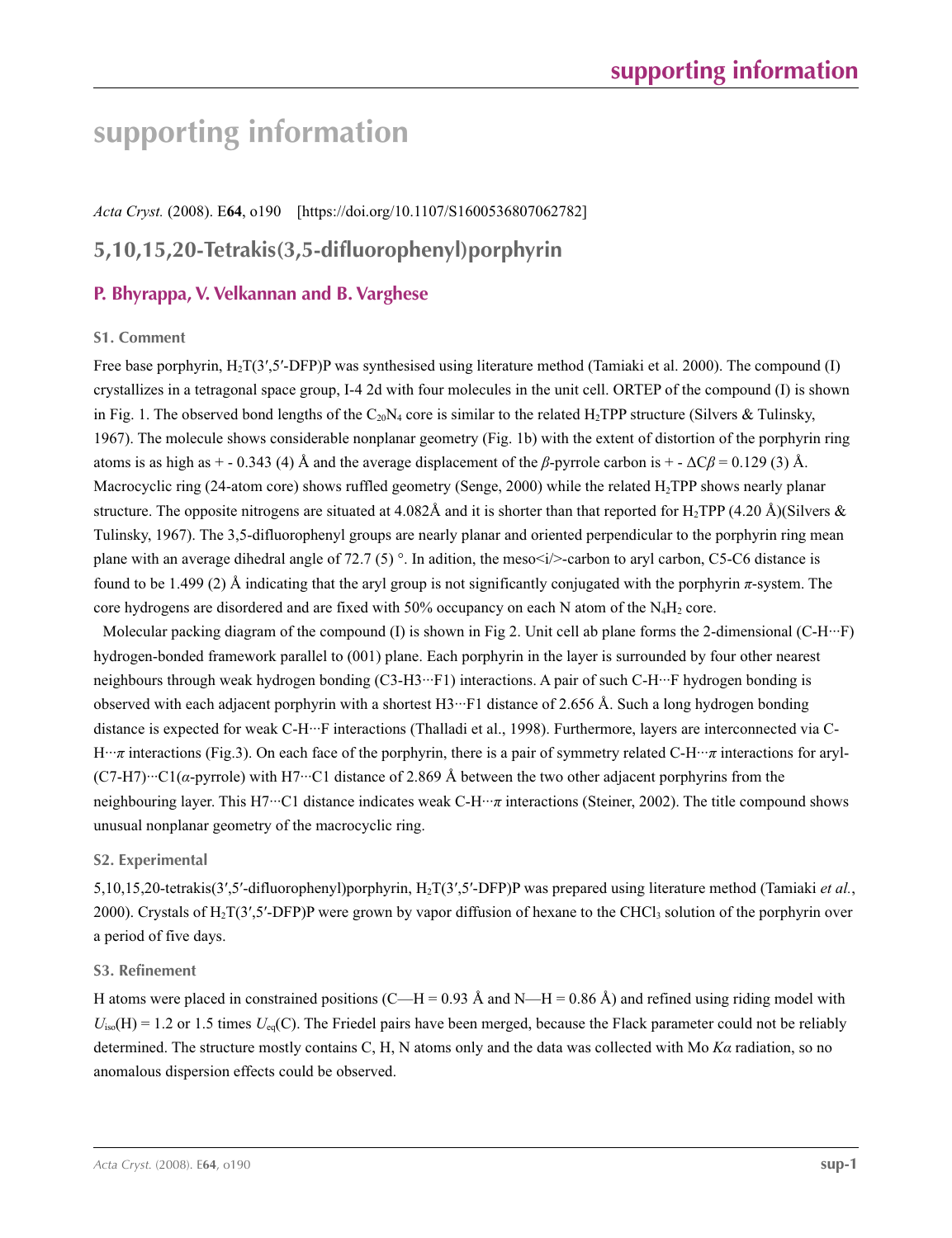# supporting information

*Acta Cryst.* (2008). E**64**, o190 [https://doi.org/10.1107/S1600536807062782]

## 5,10,15,20-Tetrakis(3,5-difluorophenyl)porphyrin

### P. Bhyrappa, V. Velkannan and B. Varghese

#### S1. Comment

Free base porphyrin, $H_2T(3′,5′\text{-DFP})P$ was synthesised using literature method (Tamiaki et al. 2000). The compound (I) crystallizes in a tetragonal space group, I-4 2d with four molecules in the unit cell. ORTEP of the compound (I) is shown in Fig. 1. The observed bond lengths of the $C_{20}N_4$ core is similar to the related $H_2TPP$ structure (Silvers & Tulinsky, 1967). The molecule shows considerable nonplanar geometry (Fig. 1b) with the extent of distortion of the porphyrin ring atoms is as high as + - 0.343 (4) Å and the average displacement of the *β*-pyrrole carbon is + - $\Delta C\beta$ = 0.129 (3) Å. Macrocyclic ring (24-atom core) shows ruffled geometry (Senge, 2000) while the related $H_2TPP$ shows nearly planar structure. The opposite nitrogens are situated at 4.082Å and it is shorter than that reported for $H_2TPP$ (4.20 Å)(Silvers & Tulinsky, 1967). The 3,5-difluorophenyl groups are nearly planar and oriented perpendicular to the porphyrin ring mean plane with an average dihedral angle of 72.7 (5) °. In adition, the meso<i/>-carbon to aryl carbon, C5-C6 distance is found to be 1.499 (2) Å indicating that the aryl group is not significantly conjugated with the porphyrin *π*-system. The core hydrogens are disordered and are fixed with 50% occupancy on each N atom of the $N_4H_2$ core.

Molecular packing diagram of the compound (I) is shown in Fig 2. Unit cell ab plane forms the 2-dimensional (C-H···F) hydrogen-bonded framework parallel to (001) plane. Each porphyrin in the layer is surrounded by four other nearest neighbours through weak hydrogen bonding (C3-H3···F1) interactions. A pair of such C-H···F hydrogen bonding is observed with each adjacent porphyrin with a shortest H3···F1 distance of 2.656 Å. Such a long hydrogen bonding distance is expected for weak C-H···F interactions (Thalladi et al., 1998). Furthermore, layers are interconnected via C-H···*π* interactions (Fig.3). On each face of the porphyrin, there is a pair of symmetry related C-H···*π* interactions for aryl-(C7-H7)···C1(*α*-pyrrole) with H7···C1 distance of 2.869 Å between the two other adjacent porphyrins from the neighbouring layer. This H7···C1 distance indicates weak C-H···*π* interactions (Steiner, 2002). The title compound shows unusual nonplanar geometry of the macrocyclic ring.

#### S2. Experimental

5,10,15,20-tetrakis(3′,5′-difluorophenyl)porphyrin, $H_2T(3′,5′\text{-DFP})P$ was prepared using literature method (Tamiaki *et al.*, 2000). Crystals of $H_2T(3′,5′\text{-DFP})P$ were grown by vapor diffusion of hexane to the $CHCl_3$ solution of the porphyrin over a period of five days.

#### S3. Refinement

H atoms were placed in constrained positions (C—H = 0.93 Å and N—H = 0.86 Å) and refined using riding model with $U_{iso}(H)$ = 1.2 or 1.5 times $U_{eq}(C)$. The Friedel pairs have been merged, because the Flack parameter could not be reliably determined. The structure mostly contains C, H, N atoms only and the data was collected with Mo *Kα* radiation, so no anomalous dispersion effects could be observed.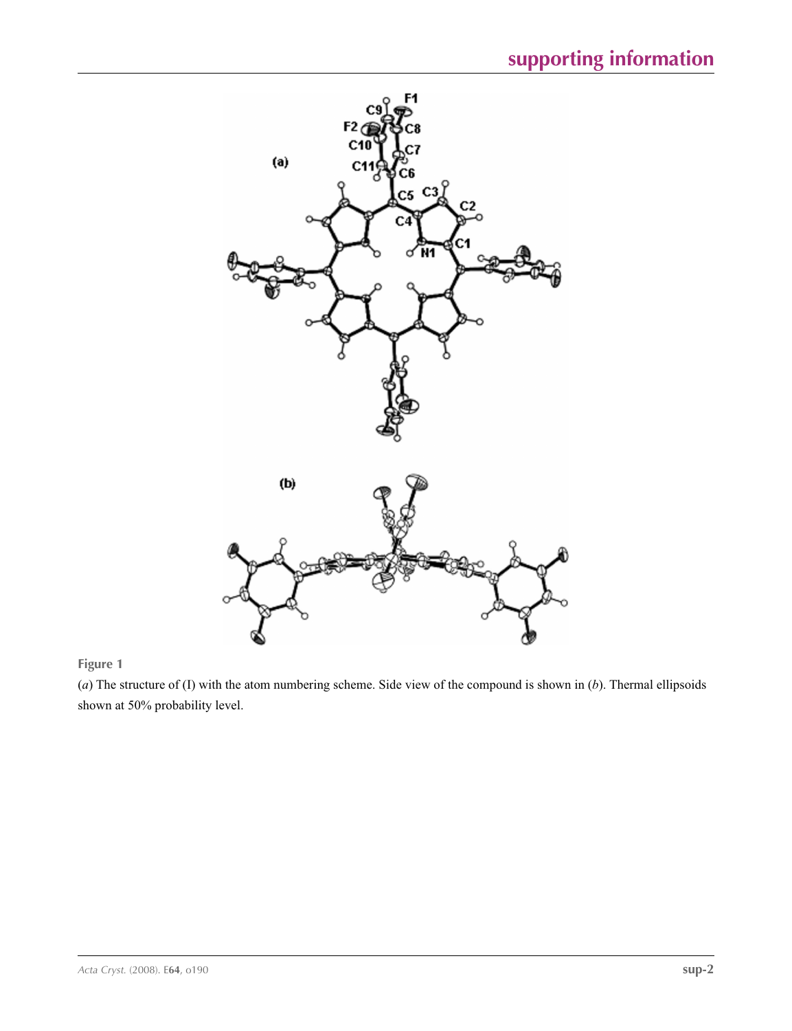**Figure 1**

(*a*) The structure of (I) with the atom numbering scheme. Side view of the compound is shown in (*b*). Thermal ellipsoids shown at 50% probability level.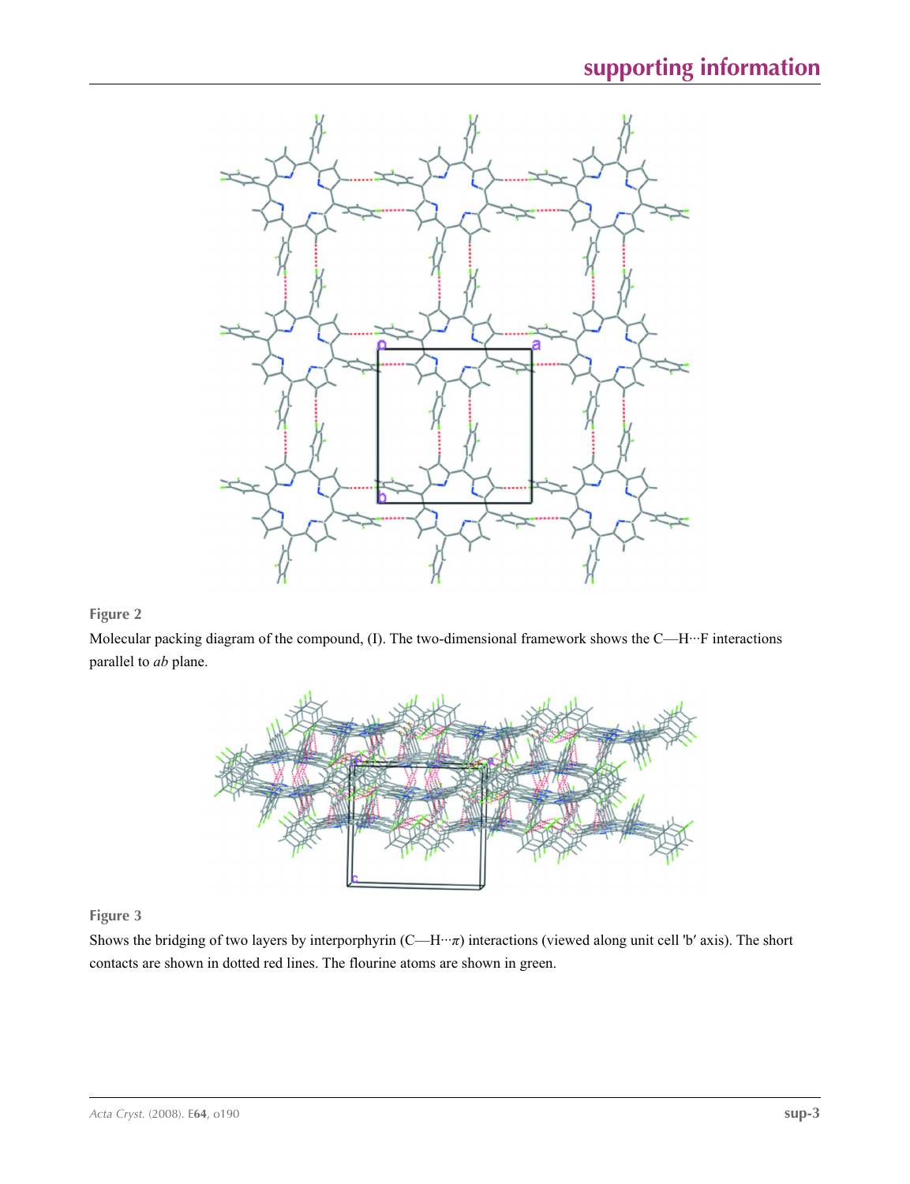**Figure 2**

Molecular packing diagram of the compound, (I). The two-dimensional framework shows the C—H···F interactions parallel to *ab* plane.

**Figure 3**

Shows the bridging of two layers by interporphyrin (C—H···π) interactions (viewed along unit cell 'b' axis). The short contacts are shown in dotted red lines. The flourine atoms are shown in green.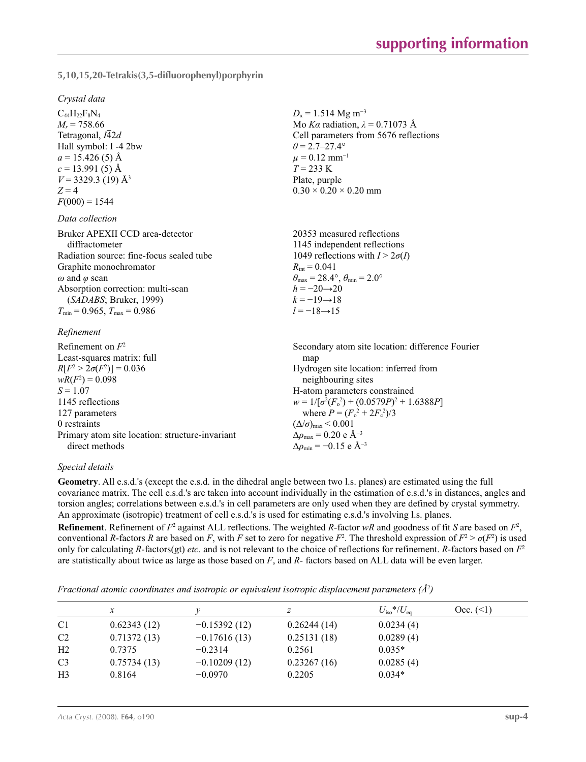### 5,10,15,20-Tetrakis(3,5-difluorophenyl)porphyrin

*Crystal data*

$C_{44}H_{22}F_8N_4$
$M_r = 758.66$
Tetragonal, $I\bar{4}2d$
Hall symbol: I -4 2bw
$a = 15.426$ (5) Å
$c = 13.991$ (5) Å
$V = 3329.3$ (19) Å$^3$
$Z = 4$
$F(000) = 1544$
$D_x = 1.514$ Mg m$^{-3}$
Mo $K\alpha$ radiation, $\lambda = 0.71073$ Å
Cell parameters from 5676 reflections
$\theta = 2.7$–$27.4°$
$\mu = 0.12$ mm$^{-1}$
$T = 233$ K
Plate, purple
$0.30 \times 0.20 \times 0.20$ mm

*Data collection*

Bruker APEXII CCD area-detector diffractometer
Radiation source: fine-focus sealed tube
Graphite monochromator
$\omega$ and $\varphi$ scan
Absorption correction: multi-scan (*SADABS*; Bruker, 1999)
$T_{min} = 0.965$, $T_{max} = 0.986$
20353 measured reflections
1145 independent reflections
1049 reflections with $I > 2\sigma(I)$
$R_{int} = 0.041$
$\theta_{max} = 28.4°$, $\theta_{min} = 2.0°$
$h = -20 \rightarrow 20$
$k = -19 \rightarrow 18$
$l = -18 \rightarrow 15$

*Refinement*

Refinement on $F^2$
Least-squares matrix: full
$R[F^2 > 2\sigma(F^2)] = 0.036$
$wR(F^2) = 0.098$
$S = 1.07$
1145 reflections
127 parameters
0 restraints
Primary atom site location: structure-invariant direct methods
Secondary atom site location: difference Fourier map
Hydrogen site location: inferred from neighbouring sites
H-atom parameters constrained
$w = 1/[\sigma^2(F_o^2) + (0.0579P)^2 + 1.6388P]$ where $P = (F_o^2 + 2F_c^2)/3$
$(\Delta/\sigma)_{max} < 0.001$
$\Delta\rho_{max} = 0.20$ e Å$^{-3}$
$\Delta\rho_{min} = -0.15$ e Å$^{-3}$

*Special details*

**Geometry**. All e.s.d.'s (except the e.s.d. in the dihedral angle between two l.s. planes) are estimated using the full covariance matrix. The cell e.s.d.'s are taken into account individually in the estimation of e.s.d.'s in distances, angles and torsion angles; correlations between e.s.d.'s in cell parameters are only used when they are defined by crystal symmetry. An approximate (isotropic) treatment of cell e.s.d.'s is used for estimating e.s.d.'s involving l.s. planes.

**Refinement**. Refinement of $F^2$ against ALL reflections. The weighted $R$-factor $wR$ and goodness of fit $S$ are based on $F^2$, conventional $R$-factors $R$ are based on $F$, with $F$ set to zero for negative $F^2$. The threshold expression of $F^2 > \sigma(F^2)$ is used only for calculating $R$-factors(gt) *etc*. and is not relevant to the choice of reflections for refinement. $R$-factors based on $F^2$ are statistically about twice as large as those based on $F$, and $R$- factors based on ALL data will be even larger.

*Fractional atomic coordinates and isotropic or equivalent isotropic displacement parameters (Å$^2$)*

| | $x$ | $y$ | $z$ | $U_{iso}$\*/$U_{eq}$ | Occ. (<1) |
|---|---|---|---|---|---|
| C1 | 0.62343 (12) | −0.15392 (12) | 0.26244 (14) | 0.0234 (4) | |
| C2 | 0.71372 (13) | −0.17616 (13) | 0.25131 (18) | 0.0289 (4) | |
| H2 | 0.7375 | −0.2314 | 0.2561 | 0.035* | |
| C3 | 0.75734 (13) | −0.10209 (12) | 0.23267 (16) | 0.0285 (4) | |
| H3 | 0.8164 | −0.0970 | 0.2205 | 0.034* | |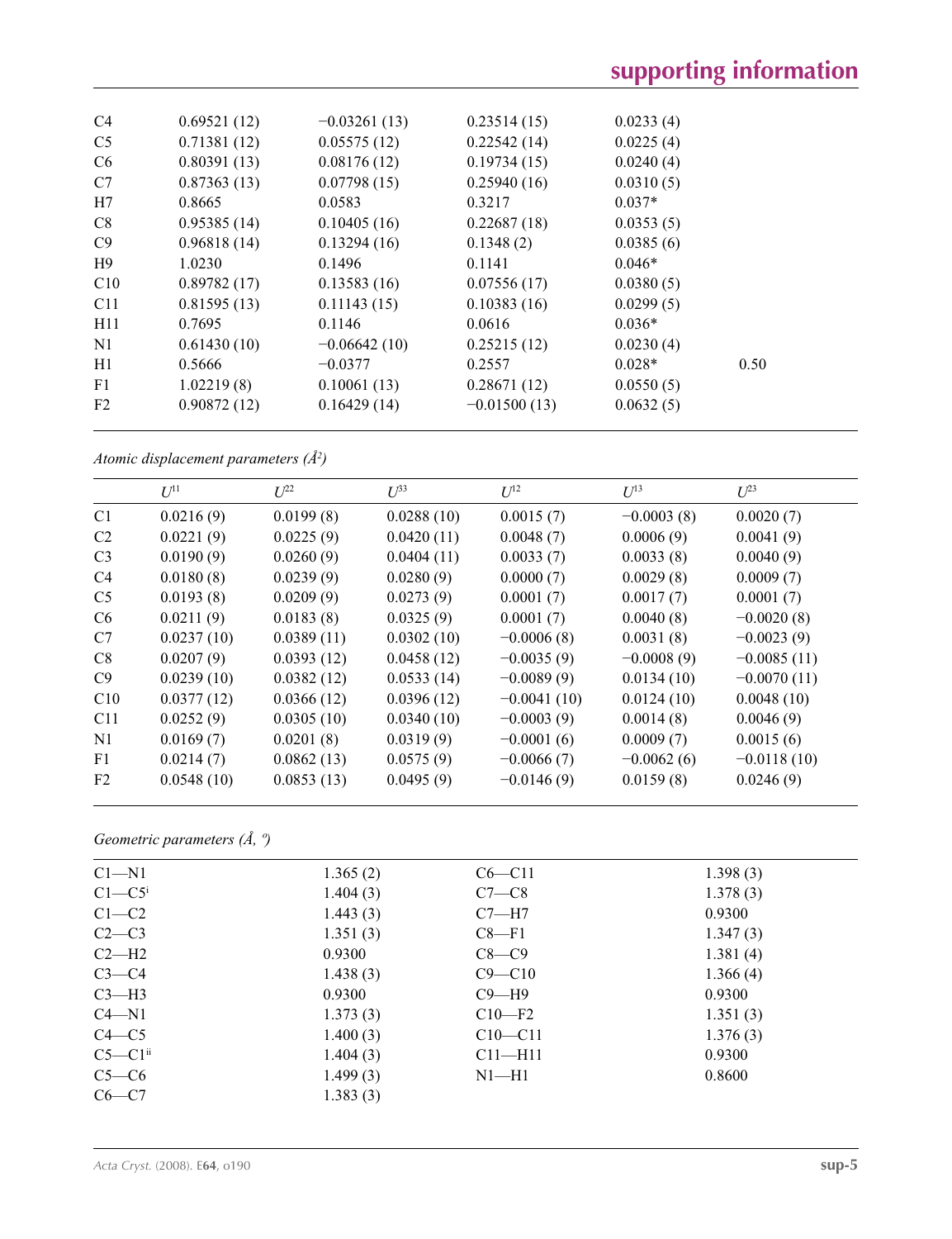| | | | | | |
|---|---|---|---|---|---|
| C4 | 0.69521 (12) | −0.03261 (13) | 0.23514 (15) | 0.0233 (4) | |
| C5 | 0.71381 (12) | 0.05575 (12) | 0.22542 (14) | 0.0225 (4) | |
| C6 | 0.80391 (13) | 0.08176 (12) | 0.19734 (15) | 0.0240 (4) | |
| C7 | 0.87363 (13) | 0.07798 (15) | 0.25940 (16) | 0.0310 (5) | |
| H7 | 0.8665 | 0.0583 | 0.3217 | 0.037* | |
| C8 | 0.95385 (14) | 0.10405 (16) | 0.22687 (18) | 0.0353 (5) | |
| C9 | 0.96818 (14) | 0.13294 (16) | 0.1348 (2) | 0.0385 (6) | |
| H9 | 1.0230 | 0.1496 | 0.1141 | 0.046* | |
| C10 | 0.89782 (17) | 0.13583 (16) | 0.07556 (17) | 0.0380 (5) | |
| C11 | 0.81595 (13) | 0.11143 (15) | 0.10383 (16) | 0.0299 (5) | |
| H11 | 0.7695 | 0.1146 | 0.0616 | 0.036* | |
| N1 | 0.61430 (10) | −0.06642 (10) | 0.25215 (12) | 0.0230 (4) | |
| H1 | 0.5666 | −0.0377 | 0.2557 | 0.028* | 0.50 |
| F1 | 1.02219 (8) | 0.10061 (13) | 0.28671 (12) | 0.0550 (5) | |
| F2 | 0.90872 (12) | 0.16429 (14) | −0.01500 (13) | 0.0632 (5) | |

*Atomic displacement parameters (Å²)*

| | $U^{11}$ | $U^{22}$ | $U^{33}$ | $U^{12}$ | $U^{13}$ | $U^{23}$ |
|---|---|---|---|---|---|---|
| C1 | 0.0216 (9) | 0.0199 (8) | 0.0288 (10) | 0.0015 (7) | −0.0003 (8) | 0.0020 (7) |
| C2 | 0.0221 (9) | 0.0225 (9) | 0.0420 (11) | 0.0048 (7) | 0.0006 (9) | 0.0041 (9) |
| C3 | 0.0190 (9) | 0.0260 (9) | 0.0404 (11) | 0.0033 (7) | 0.0033 (8) | 0.0040 (9) |
| C4 | 0.0180 (8) | 0.0239 (9) | 0.0280 (9) | 0.0000 (7) | 0.0029 (8) | 0.0009 (7) |
| C5 | 0.0193 (8) | 0.0209 (9) | 0.0273 (9) | 0.0001 (7) | 0.0017 (7) | 0.0001 (7) |
| C6 | 0.0211 (9) | 0.0183 (8) | 0.0325 (9) | 0.0001 (7) | 0.0040 (8) | −0.0020 (8) |
| C7 | 0.0237 (10) | 0.0389 (11) | 0.0302 (10) | −0.0006 (8) | 0.0031 (8) | −0.0023 (9) |
| C8 | 0.0207 (9) | 0.0393 (12) | 0.0458 (12) | −0.0035 (9) | −0.0008 (9) | −0.0085 (11) |
| C9 | 0.0239 (10) | 0.0382 (12) | 0.0533 (14) | −0.0089 (9) | 0.0134 (10) | −0.0070 (11) |
| C10 | 0.0377 (12) | 0.0366 (12) | 0.0396 (12) | −0.0041 (10) | 0.0124 (10) | 0.0048 (10) |
| C11 | 0.0252 (9) | 0.0305 (10) | 0.0340 (10) | −0.0003 (9) | 0.0014 (8) | 0.0046 (9) |
| N1 | 0.0169 (7) | 0.0201 (8) | 0.0319 (9) | −0.0001 (6) | 0.0009 (7) | 0.0015 (6) |
| F1 | 0.0214 (7) | 0.0862 (13) | 0.0575 (9) | −0.0066 (7) | −0.0062 (6) | −0.0118 (10) |
| F2 | 0.0548 (10) | 0.0853 (13) | 0.0495 (9) | −0.0146 (9) | 0.0159 (8) | 0.0246 (9) |

*Geometric parameters (Å, º)*

| | | | |
|---|---|---|---|
| C1—N1 | 1.365 (2) | C6—C11 | 1.398 (3) |
| C1—C5$^{i}$ | 1.404 (3) | C7—C8 | 1.378 (3) |
| C1—C2 | 1.443 (3) | C7—H7 | 0.9300 |
| C2—C3 | 1.351 (3) | C8—F1 | 1.347 (3) |
| C2—H2 | 0.9300 | C8—C9 | 1.381 (4) |
| C3—C4 | 1.438 (3) | C9—C10 | 1.366 (4) |
| C3—H3 | 0.9300 | C9—H9 | 0.9300 |
| C4—N1 | 1.373 (3) | C10—F2 | 1.351 (3) |
| C4—C5 | 1.400 (3) | C10—C11 | 1.376 (3) |
| C5—C1$^{ii}$ | 1.404 (3) | C11—H11 | 0.9300 |
| C5—C6 | 1.499 (3) | N1—H1 | 0.8600 |
| C6—C7 | 1.383 (3) | | |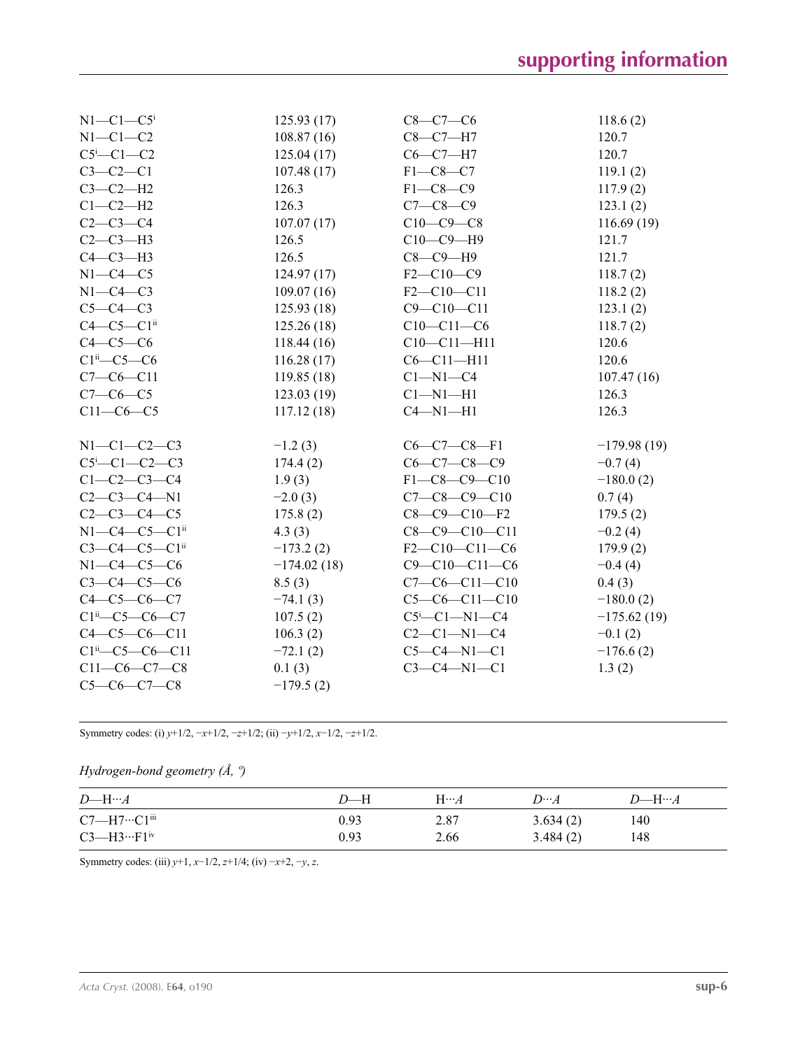| | | | |
|---|---|---|---|
| N1—C1—C5$^{i}$ | 125.93 (17) | C8—C7—C6 | 118.6 (2) |
| N1—C1—C2 | 108.87 (16) | C8—C7—H7 | 120.7 |
| C5$^{i}$—C1—C2 | 125.04 (17) | C6—C7—H7 | 120.7 |
| C3—C2—C1 | 107.48 (17) | F1—C8—C7 | 119.1 (2) |
| C3—C2—H2 | 126.3 | F1—C8—C9 | 117.9 (2) |
| C1—C2—H2 | 126.3 | C7—C8—C9 | 123.1 (2) |
| C2—C3—C4 | 107.07 (17) | C10—C9—C8 | 116.69 (19) |
| C2—C3—H3 | 126.5 | C10—C9—H9 | 121.7 |
| C4—C3—H3 | 126.5 | C8—C9—H9 | 121.7 |
| N1—C4—C5 | 124.97 (17) | F2—C10—C9 | 118.7 (2) |
| N1—C4—C3 | 109.07 (16) | F2—C10—C11 | 118.2 (2) |
| C5—C4—C3 | 125.93 (18) | C9—C10—C11 | 123.1 (2) |
| C4—C5—C1$^{ii}$ | 125.26 (18) | C10—C11—C6 | 118.7 (2) |
| C4—C5—C6 | 118.44 (16) | C10—C11—H11 | 120.6 |
| C1$^{ii}$—C5—C6 | 116.28 (17) | C6—C11—H11 | 120.6 |
| C7—C6—C11 | 119.85 (18) | C1—N1—C4 | 107.47 (16) |
| C7—C6—C5 | 123.03 (19) | C1—N1—H1 | 126.3 |
| C11—C6—C5 | 117.12 (18) | C4—N1—H1 | 126.3 |
| | | | |
| N1—C1—C2—C3 | −1.2 (3) | C6—C7—C8—F1 | −179.98 (19) |
| C5$^{i}$—C1—C2—C3 | 174.4 (2) | C6—C7—C8—C9 | −0.7 (4) |
| C1—C2—C3—C4 | 1.9 (3) | F1—C8—C9—C10 | −180.0 (2) |
| C2—C3—C4—N1 | −2.0 (3) | C7—C8—C9—C10 | 0.7 (4) |
| C2—C3—C4—C5 | 175.8 (2) | C8—C9—C10—F2 | 179.5 (2) |
| N1—C4—C5—C1$^{ii}$ | 4.3 (3) | C8—C9—C10—C11 | −0.2 (4) |
| C3—C4—C5—C1$^{ii}$ | −173.2 (2) | F2—C10—C11—C6 | 179.9 (2) |
| N1—C4—C5—C6 | −174.02 (18) | C9—C10—C11—C6 | −0.4 (4) |
| C3—C4—C5—C6 | 8.5 (3) | C7—C6—C11—C10 | 0.4 (3) |
| C4—C5—C6—C7 | −74.1 (3) | C5—C6—C11—C10 | −180.0 (2) |
| C1$^{ii}$—C5—C6—C7 | 107.5 (2) | C5$^{i}$—C1—N1—C4 | −175.62 (19) |
| C4—C5—C6—C11 | 106.3 (2) | C2—C1—N1—C4 | −0.1 (2) |
| C1$^{ii}$—C5—C6—C11 | −72.1 (2) | C5—C4—N1—C1 | −176.6 (2) |
| C11—C6—C7—C8 | 0.1 (3) | C3—C4—N1—C1 | 1.3 (2) |
| C5—C6—C7—C8 | −179.5 (2) | | |

Symmetry codes: (i) $y+1/2, -x+1/2, -z+1/2$; (ii) $-y+1/2, x-1/2, -z+1/2$.

*Hydrogen-bond geometry (Å, º)*

| *D*—H···*A* | *D*—H | H···*A* | *D*···*A* | *D*—H···*A* |
|---|---|---|---|---|
| C7—H7···C1$^{iii}$ | 0.93 | 2.87 | 3.634 (2) | 140 |
| C3—H3···F1$^{iv}$ | 0.93 | 2.66 | 3.484 (2) | 148 |

Symmetry codes: (iii) $y+1, x-1/2, z+1/4$; (iv) $-x+2, -y, z$.